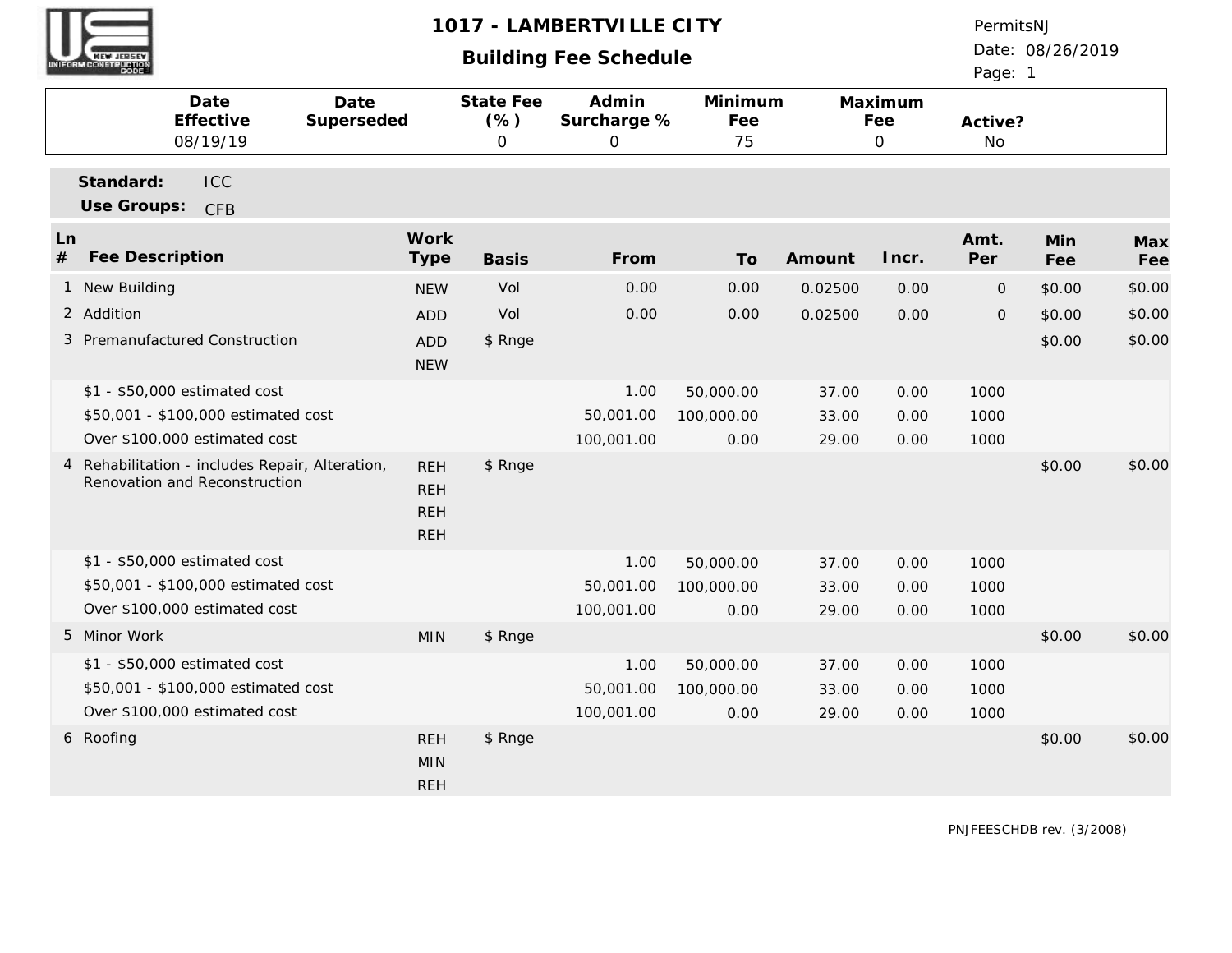# 1017 - LAMBERTVILLE CITY

## Building Fee Schedule

PermitsNJ
Date: 08/26/2019

| Date Effective | Date Superseded | State Fee (%) | Admin Surcharge % | Minimum Fee | Maximum Fee | Active? |
|---|---|---|---|---|---|---|
| 08/19/19 | | 0 | 0 | 75 | 0 | No |

**Standard:** ICC
**Use Groups:** CFB

| Ln # | Fee Description | Work Type | Basis | From | To | Amount | Incr. | Amt. Per | Min Fee | Max Fee |
|---|---|---|---|---|---|---|---|---|---|---|
| 1 | New Building | NEW | Vol | 0.00 | 0.00 | 0.02500 | 0.00 | 0 | $0.00 | $0.00 |
| 2 | Addition | ADD | Vol | 0.00 | 0.00 | 0.02500 | 0.00 | 0 | $0.00 | $0.00 |
| 3 | Premanufactured Construction | ADD NEW | $ Rnge | | | | | | $0.00 | $0.00 |
| | $1 - $50,000 estimated cost | | | 1.00 | 50,000.00 | 37.00 | 0.00 | 1000 | | |
| | $50,001 - $100,000 estimated cost | | | 50,001.00 | 100,000.00 | 33.00 | 0.00 | 1000 | | |
| | Over $100,000 estimated cost | | | 100,001.00 | 0.00 | 29.00 | 0.00 | 1000 | | |
| 4 | Rehabilitation - includes Repair, Alteration, Renovation and Reconstruction | REH REH REH REH | $ Rnge | | | | | | $0.00 | $0.00 |
| | $1 - $50,000 estimated cost | | | 1.00 | 50,000.00 | 37.00 | 0.00 | 1000 | | |
| | $50,001 - $100,000 estimated cost | | | 50,001.00 | 100,000.00 | 33.00 | 0.00 | 1000 | | |
| | Over $100,000 estimated cost | | | 100,001.00 | 0.00 | 29.00 | 0.00 | 1000 | | |
| 5 | Minor Work | MIN | $ Rnge | | | | | | $0.00 | $0.00 |
| | $1 - $50,000 estimated cost | | | 1.00 | 50,000.00 | 37.00 | 0.00 | 1000 | | |
| | $50,001 - $100,000 estimated cost | | | 50,001.00 | 100,000.00 | 33.00 | 0.00 | 1000 | | |
| | Over $100,000 estimated cost | | | 100,001.00 | 0.00 | 29.00 | 0.00 | 1000 | | |
| 6 | Roofing | REH MIN REH | $ Rnge | | | | | | $0.00 | $0.00 |

PNJFEESCHDB rev. (3/2008)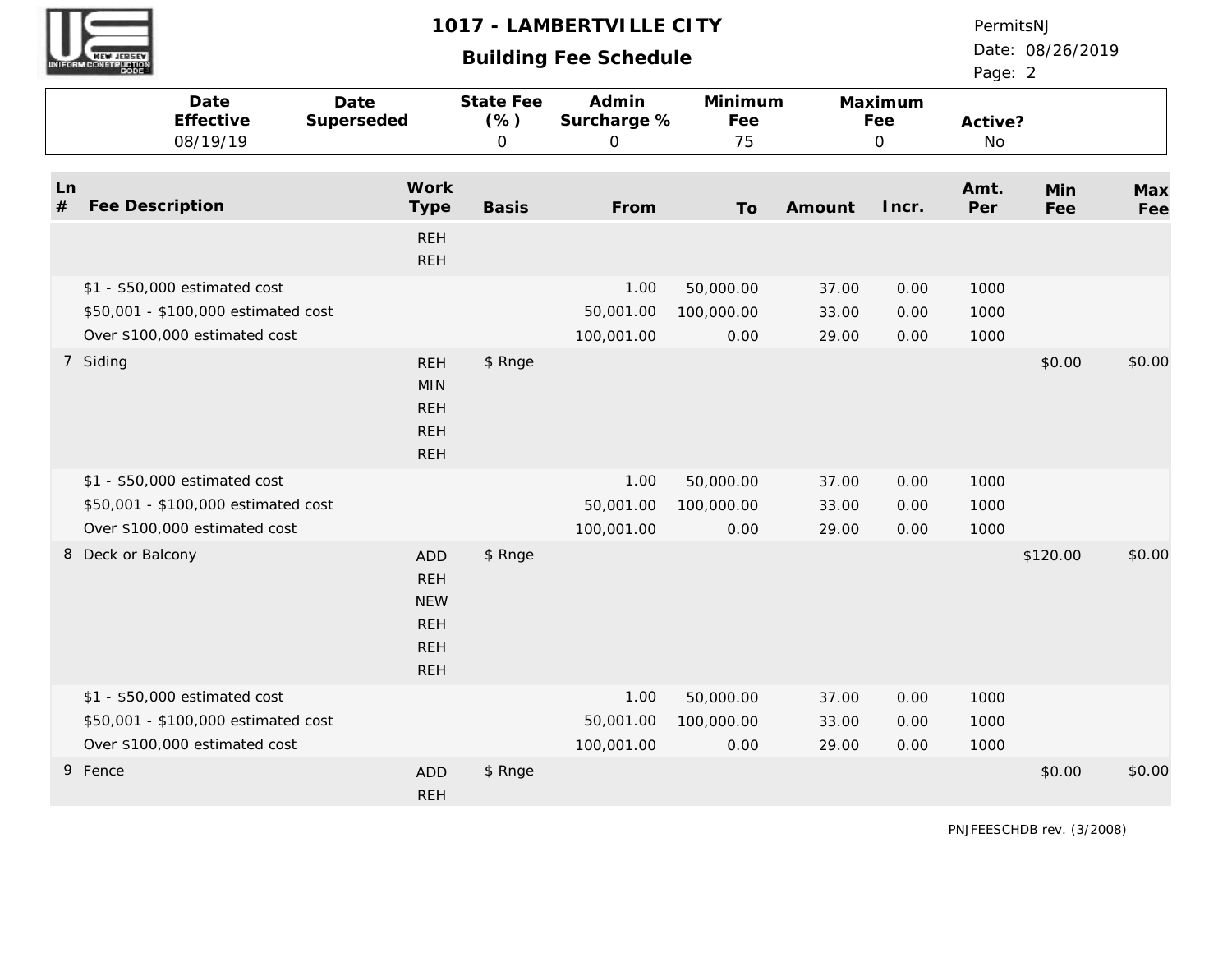# 1017 - LAMBERTVILLE CITY

## Building Fee Schedule

PermitsNJ
Date: 08/26/2019

| Date Effective | Date Superseded | State Fee (%) | Admin Surcharge % | Minimum Fee | Maximum Fee | Active? |
|---|---|---|---|---|---|---|
| 08/19/19 | | 0 | 0 | 75 | 0 | No |

| Ln # | Fee Description | Work Type | Basis | From | To | Amount | Incr. | Amt. Per | Min Fee | Max Fee |
|---|---|---|---|---|---|---|---|---|---|---|
| | | REH<br>REH | | | | | | | | |
| | $1 - $50,000 estimated cost | | | 1.00 | 50,000.00 | 37.00 | 0.00 | 1000 | | |
| | $50,001 - $100,000 estimated cost | | | 50,001.00 | 100,000.00 | 33.00 | 0.00 | 1000 | | |
| | Over $100,000 estimated cost | | | 100,001.00 | 0.00 | 29.00 | 0.00 | 1000 | | |
| 7 | Siding | REH<br>MIN<br>REH<br>REH<br>REH | $ Rnge | | | | | | $0.00 | $0.00 |
| | $1 - $50,000 estimated cost | | | 1.00 | 50,000.00 | 37.00 | 0.00 | 1000 | | |
| | $50,001 - $100,000 estimated cost | | | 50,001.00 | 100,000.00 | 33.00 | 0.00 | 1000 | | |
| | Over $100,000 estimated cost | | | 100,001.00 | 0.00 | 29.00 | 0.00 | 1000 | | |
| 8 | Deck or Balcony | ADD<br>REH<br>NEW<br>REH<br>REH<br>REH | $ Rnge | | | | | | $120.00 | $0.00 |
| | $1 - $50,000 estimated cost | | | 1.00 | 50,000.00 | 37.00 | 0.00 | 1000 | | |
| | $50,001 - $100,000 estimated cost | | | 50,001.00 | 100,000.00 | 33.00 | 0.00 | 1000 | | |
| | Over $100,000 estimated cost | | | 100,001.00 | 0.00 | 29.00 | 0.00 | 1000 | | |
| 9 | Fence | ADD<br>REH | $ Rnge | | | | | | $0.00 | $0.00 |

PNJFEESCHDB rev. (3/2008)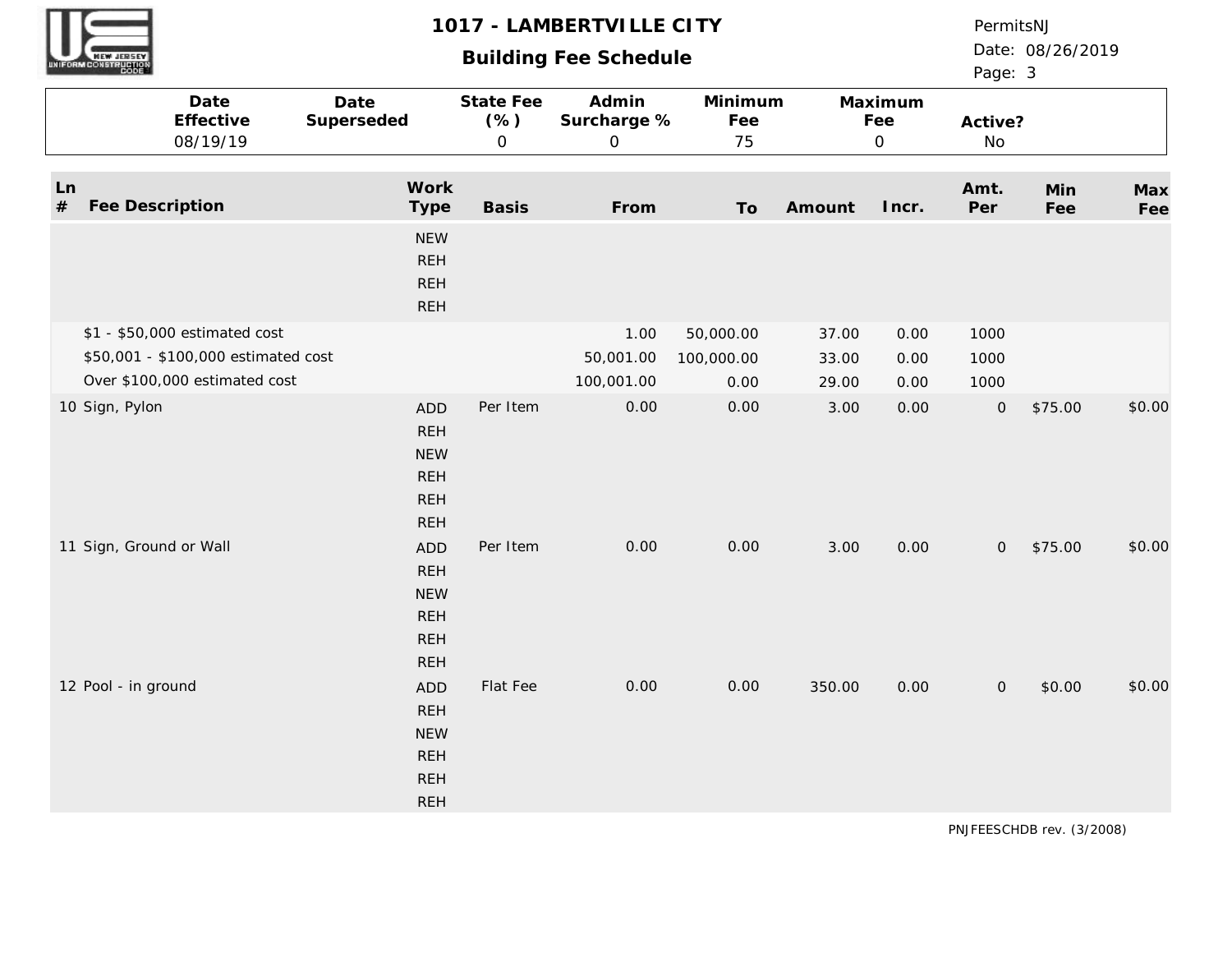# 1017 - LAMBERTVILLE CITY

## Building Fee Schedule

PermitsNJ
Date: 08/26/2019

| Date Effective | Date Superseded | State Fee (%) | Admin Surcharge % | Minimum Fee | Maximum Fee | Active? |
|---|---|---|---|---|---|---|
| 08/19/19 | | 0 | 0 | 75 | 0 | No |

| Ln # | Fee Description | Work Type | Basis | From | To | Amount | Incr. | Amt. Per | Min Fee | Max Fee |
|---|---|---|---|---|---|---|---|---|---|---|
| | | NEW<br>REH<br>REH<br>REH | | | | | | | | |
| | $1 - $50,000 estimated cost | | | 1.00 | 50,000.00 | 37.00 | 0.00 | 1000 | | |
| | $50,001 - $100,000 estimated cost | | | 50,001.00 | 100,000.00 | 33.00 | 0.00 | 1000 | | |
| | Over $100,000 estimated cost | | | 100,001.00 | 0.00 | 29.00 | 0.00 | 1000 | | |
| 10 | Sign, Pylon | ADD<br>REH<br>NEW<br>REH<br>REH<br>REH | Per Item | 0.00 | 0.00 | 3.00 | 0.00 | 0 | $75.00 | $0.00 |
| 11 | Sign, Ground or Wall | ADD<br>REH<br>NEW<br>REH<br>REH<br>REH | Per Item | 0.00 | 0.00 | 3.00 | 0.00 | 0 | $75.00 | $0.00 |
| 12 | Pool - in ground | ADD<br>REH<br>NEW<br>REH<br>REH<br>REH | Flat Fee | 0.00 | 0.00 | 350.00 | 0.00 | 0 | $0.00 | $0.00 |

PNJFEESCHDB rev. (3/2008)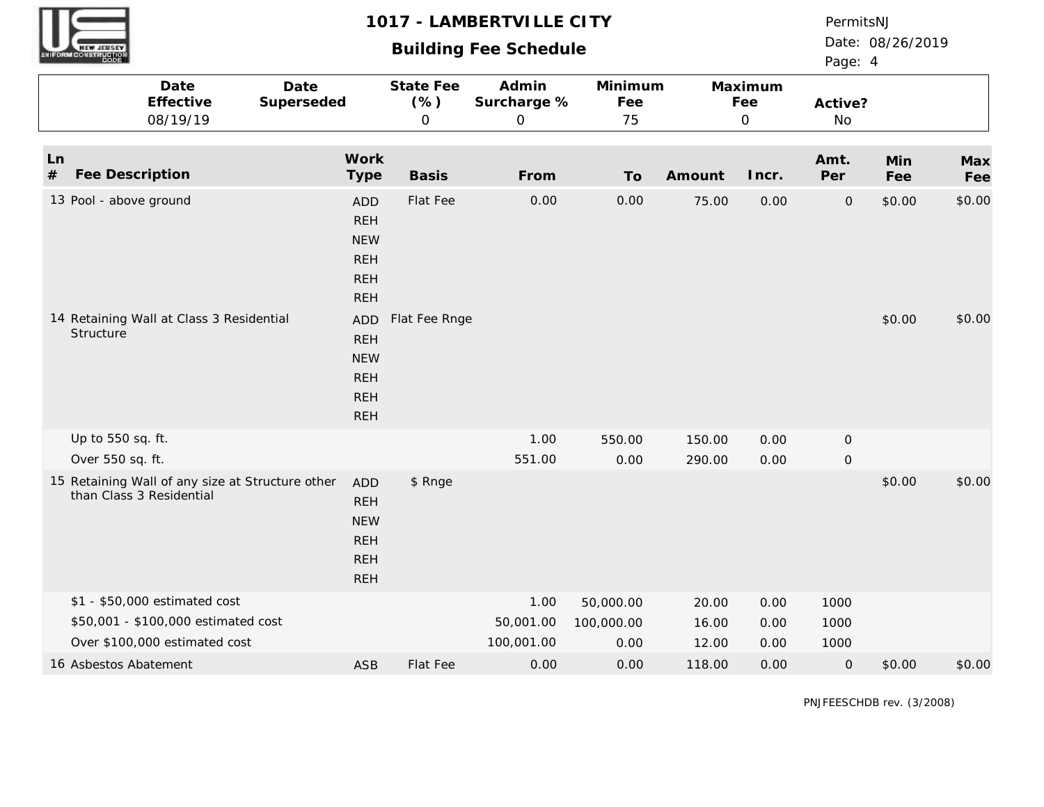# 1017 - LAMBERTVILLE CITY

## Building Fee Schedule

PermitsNJ
Date: 08/26/2019

| Date Effective | Date Superseded | State Fee (%) | Admin Surcharge % | Minimum Fee | Maximum Fee | Active? |
|---|---|---|---|---|---|---|
| 08/19/19 | | 0 | 0 | 75 | 0 | No |

| Ln # | Fee Description | Work Type | Basis | From | To | Amount | Incr. | Amt. Per | Min Fee | Max Fee |
|---|---|---|---|---|---|---|---|---|---|---|
| 13 | Pool - above ground | ADD REH NEW REH REH REH | Flat Fee | 0.00 | 0.00 | 75.00 | 0.00 | 0 | $0.00 | $0.00 |
| 14 | Retaining Wall at Class 3 Residential Structure | ADD REH NEW REH REH REH | Flat Fee Rnge | | | | | | $0.00 | $0.00 |
| | Up to 550 sq. ft. | | | 1.00 | 550.00 | 150.00 | 0.00 | 0 | | |
| | Over 550 sq. ft. | | | 551.00 | 0.00 | 290.00 | 0.00 | 0 | | |
| 15 | Retaining Wall of any size at Structure other than Class 3 Residential | ADD REH NEW REH REH REH | $ Rnge | | | | | | $0.00 | $0.00 |
| | $1 - $50,000 estimated cost | | | 1.00 | 50,000.00 | 20.00 | 0.00 | 1000 | | |
| | $50,001 - $100,000 estimated cost | | | 50,001.00 | 100,000.00 | 16.00 | 0.00 | 1000 | | |
| | Over $100,000 estimated cost | | | 100,001.00 | 0.00 | 12.00 | 0.00 | 1000 | | |
| 16 | Asbestos Abatement | ASB | Flat Fee | 0.00 | 0.00 | 118.00 | 0.00 | 0 | $0.00 | $0.00 |

PNJFEESCHDB rev. (3/2008)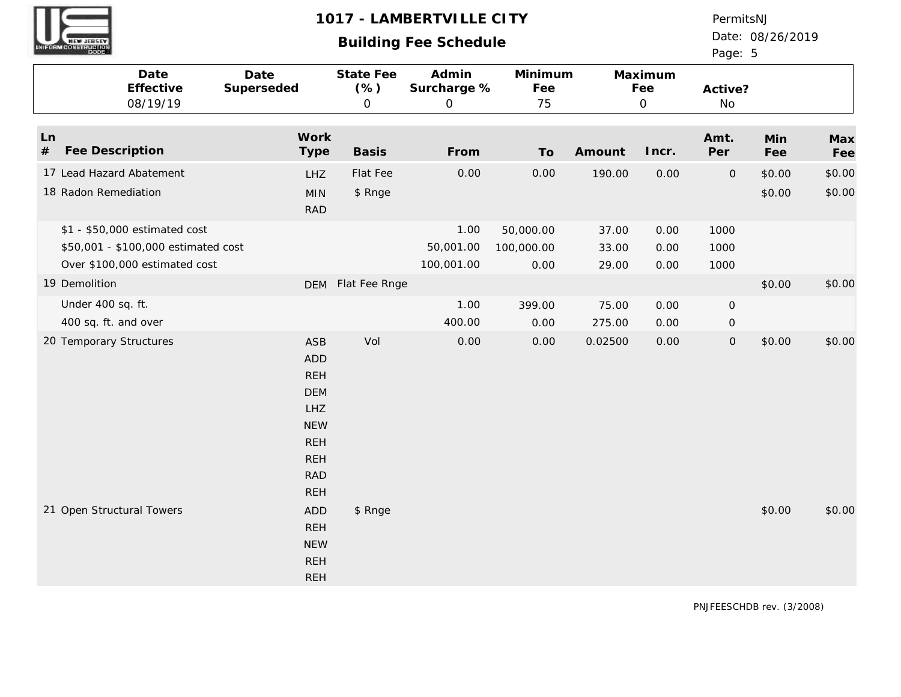# 1017 - LAMBERTVILLE CITY

## Building Fee Schedule

PermitsNJ
Date: 08/26/2019

| Date Effective | Date Superseded | State Fee (%) | Admin Surcharge % | Minimum Fee | Maximum Fee | Active? |
|---|---|---|---|---|---|---|
| 08/19/19 | | 0 | 0 | 75 | 0 | No |

| Ln # | Fee Description | Work Type | Basis | From | To | Amount | Incr. | Amt. Per | Min Fee | Max Fee |
|---|---|---|---|---|---|---|---|---|---|---|
| 17 | Lead Hazard Abatement | LHZ | Flat Fee | 0.00 | 0.00 | 190.00 | 0.00 | 0 | $0.00 | $0.00 |
| 18 | Radon Remediation | MIN RAD | $ Rnge | | | | | | $0.00 | $0.00 |
| | $1 - $50,000 estimated cost | | | 1.00 | 50,000.00 | 37.00 | 0.00 | 1000 | | |
| | $50,001 - $100,000 estimated cost | | | 50,001.00 | 100,000.00 | 33.00 | 0.00 | 1000 | | |
| | Over $100,000 estimated cost | | | 100,001.00 | 0.00 | 29.00 | 0.00 | 1000 | | |
| 19 | Demolition | DEM | Flat Fee Rnge | | | | | | $0.00 | $0.00 |
| | Under 400 sq. ft. | | | 1.00 | 399.00 | 75.00 | 0.00 | 0 | | |
| | 400 sq. ft. and over | | | 400.00 | 0.00 | 275.00 | 0.00 | 0 | | |
| 20 | Temporary Structures | ASB ADD REH DEM LHZ NEW REH REH RAD REH | Vol | 0.00 | 0.00 | 0.02500 | 0.00 | 0 | $0.00 | $0.00 |
| 21 | Open Structural Towers | ADD REH NEW REH REH | $ Rnge | | | | | | $0.00 | $0.00 |

PNJFEESCHDB rev. (3/2008)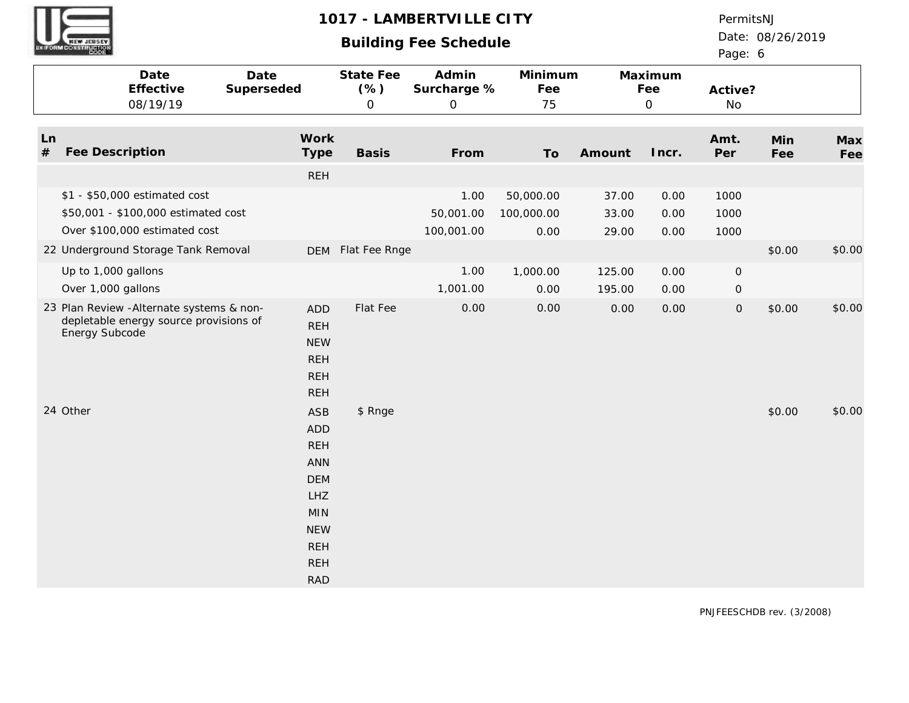# 1017 - LAMBERTVILLE CITY

## Building Fee Schedule

PermitsNJ
Date: 08/26/2019

| Date Effective | Date Superseded | State Fee (%) | Admin Surcharge % | Minimum Fee | Maximum Fee | Active? |
|---|---|---|---|---|---|---|
| 08/19/19 | | 0 | 0 | 75 | 0 | No |

| Ln # | Fee Description | Work Type | Basis | From | To | Amount | Incr. | Amt. Per | Min Fee | Max Fee |
|---|---|---|---|---|---|---|---|---|---|---|
| | | REH | | | | | | | | |
| | $1 - $50,000 estimated cost | | | 1.00 | 50,000.00 | 37.00 | 0.00 | 1000 | | |
| | $50,001 - $100,000 estimated cost | | | 50,001.00 | 100,000.00 | 33.00 | 0.00 | 1000 | | |
| | Over $100,000 estimated cost | | | 100,001.00 | 0.00 | 29.00 | 0.00 | 1000 | | |
| 22 | Underground Storage Tank Removal | DEM | Flat Fee Rnge | | | | | | $0.00 | $0.00 |
| | Up to 1,000 gallons | | | 1.00 | 1,000.00 | 125.00 | 0.00 | 0 | | |
| | Over 1,000 gallons | | | 1,001.00 | 0.00 | 195.00 | 0.00 | 0 | | |
| 23 | Plan Review -Alternate systems & non-depletable energy source provisions of Energy Subcode | ADD, REH, NEW, REH, REH, REH | Flat Fee | 0.00 | 0.00 | 0.00 | 0.00 | 0 | $0.00 | $0.00 |
| 24 | Other | ASB, ADD, REH, ANN, DEM, LHZ, MIN, NEW, REH, REH, RAD | $ Rnge | | | | | | $0.00 | $0.00 |

PNJFEESCHDB rev. (3/2008)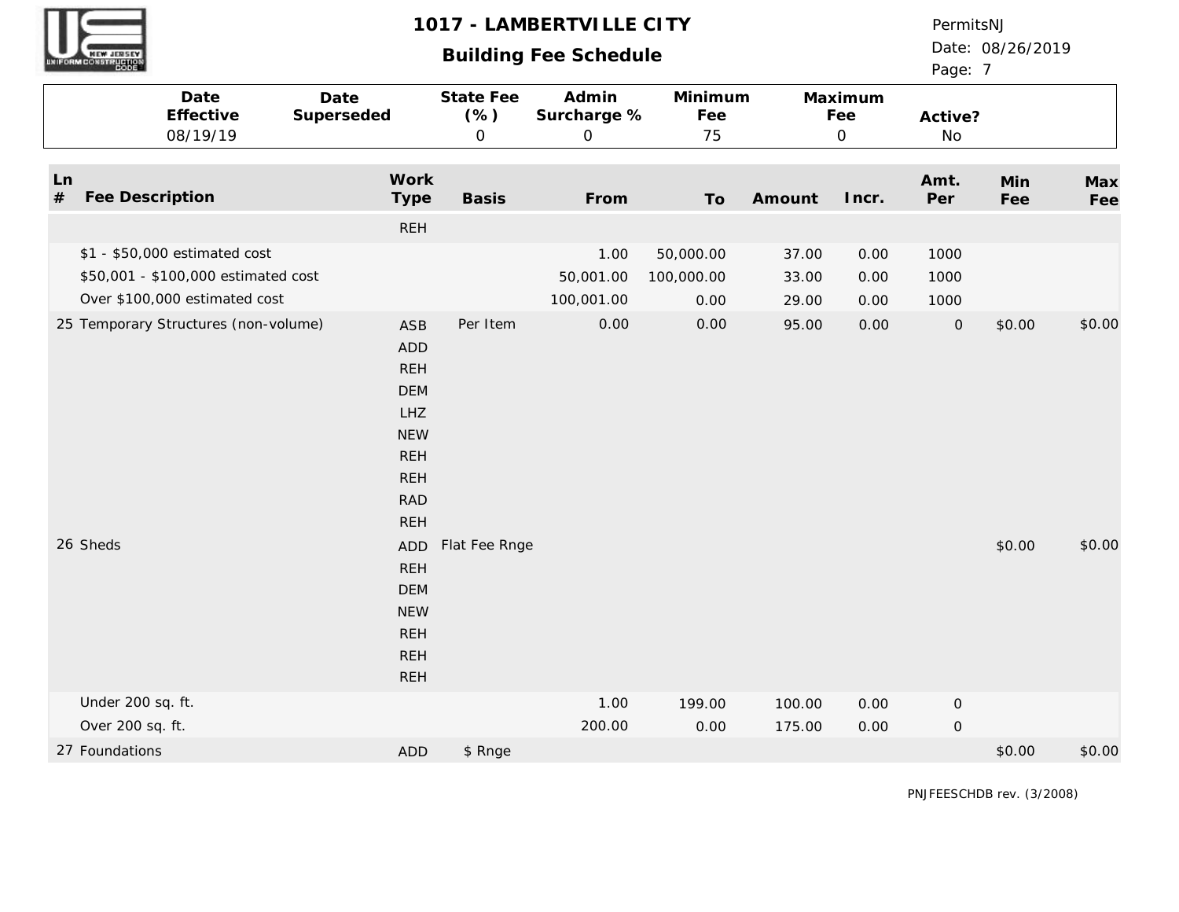# 1017 - LAMBERTVILLE CITY

## Building Fee Schedule

PermitsNJ
Date: 08/26/2019

| Date Effective | Date Superseded | State Fee (%) | Admin Surcharge % | Minimum Fee | Maximum Fee | Active? |
|---|---|---|---|---|---|---|
| 08/19/19 | | 0 | 0 | 75 | 0 | No |

| Ln # | Fee Description | Work Type | Basis | From | To | Amount | Incr. | Amt. Per | Min Fee | Max Fee |
|---|---|---|---|---|---|---|---|---|---|---|
| | | REH | | | | | | | | |
| | $1 - $50,000 estimated cost | | | 1.00 | 50,000.00 | 37.00 | 0.00 | 1000 | | |
| | $50,001 - $100,000 estimated cost | | | 50,001.00 | 100,000.00 | 33.00 | 0.00 | 1000 | | |
| | Over $100,000 estimated cost | | | 100,001.00 | 0.00 | 29.00 | 0.00 | 1000 | | |
| 25 | Temporary Structures (non-volume) | ASB | Per Item | 0.00 | 0.00 | 95.00 | 0.00 | 0 | $0.00 | $0.00 |
| | | ADD | | | | | | | | |
| | | REH | | | | | | | | |
| | | DEM | | | | | | | | |
| | | LHZ | | | | | | | | |
| | | NEW | | | | | | | | |
| | | REH | | | | | | | | |
| | | REH | | | | | | | | |
| | | RAD | | | | | | | | |
| | | REH | | | | | | | | |
| 26 | Sheds | ADD | Flat Fee Rnge | | | | | | $0.00 | $0.00 |
| | | REH | | | | | | | | |
| | | DEM | | | | | | | | |
| | | NEW | | | | | | | | |
| | | REH | | | | | | | | |
| | | REH | | | | | | | | |
| | | REH | | | | | | | | |
| | Under 200 sq. ft. | | | 1.00 | 199.00 | 100.00 | 0.00 | 0 | | |
| | Over 200 sq. ft. | | | 200.00 | 0.00 | 175.00 | 0.00 | 0 | | |
| 27 | Foundations | ADD | $ Rnge | | | | | | $0.00 | $0.00 |

PNJFEESCHDB rev. (3/2008)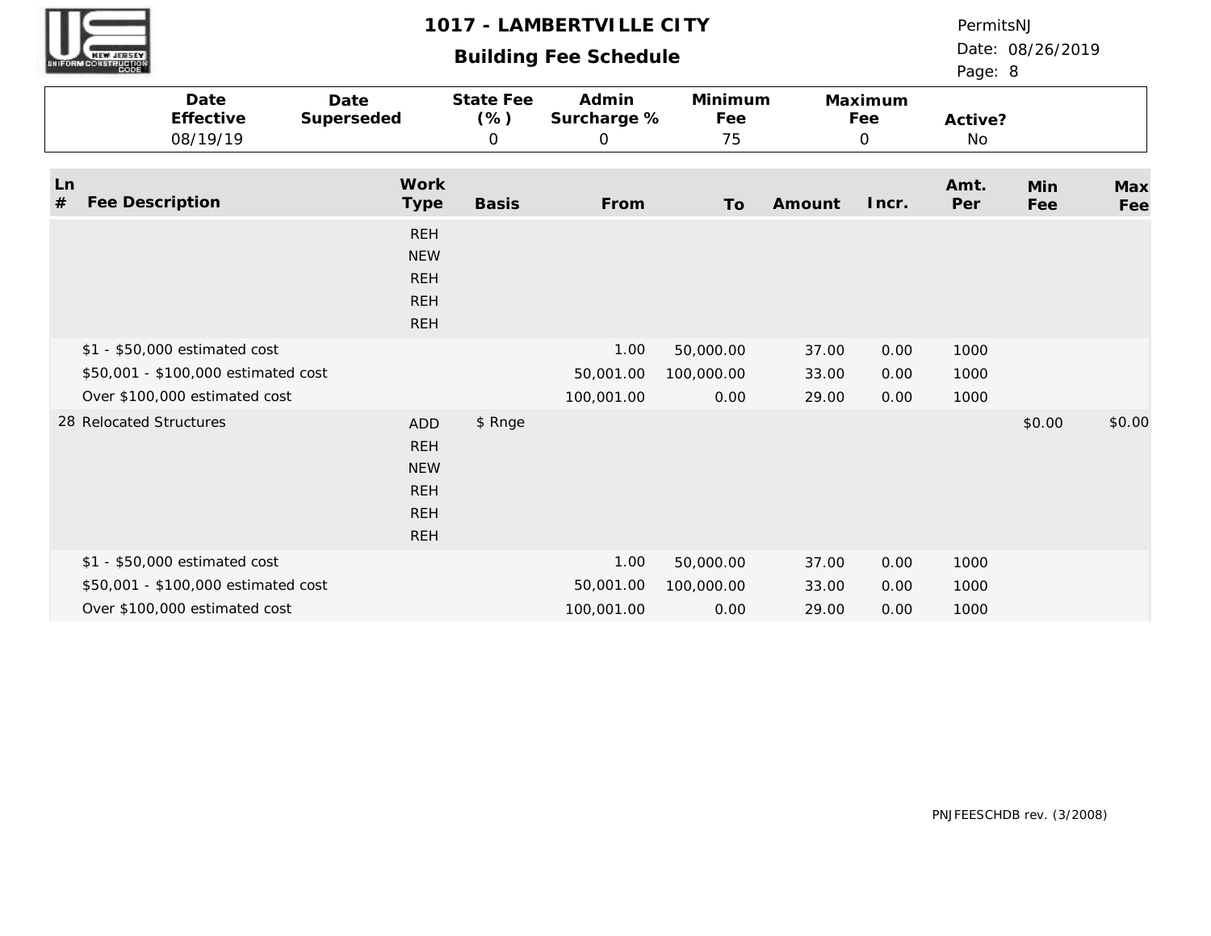# 1017 - LAMBERTVILLE CITY

## Building Fee Schedule

| Date Effective | Date Superseded | State Fee (%) | Admin Surcharge % | Minimum Fee | Maximum Fee | Active? |
|---|---|---|---|---|---|---|
| 08/19/19 | | 0 | 0 | 75 | 0 | No |

| Ln # | Fee Description | Work Type | Basis | From | To | Amount | Incr. | Amt. Per | Min Fee | Max Fee |
|---|---|---|---|---|---|---|---|---|---|---|
| | | REH<br>NEW<br>REH<br>REH<br>REH | | | | | | | | |
| | $1 - $50,000 estimated cost | | | 1.00 | 50,000.00 | 37.00 | 0.00 | 1000 | | |
| | $50,001 - $100,000 estimated cost | | | 50,001.00 | 100,000.00 | 33.00 | 0.00 | 1000 | | |
| | Over $100,000 estimated cost | | | 100,001.00 | 0.00 | 29.00 | 0.00 | 1000 | | |
| 28 | Relocated Structures | ADD<br>REH<br>NEW<br>REH<br>REH<br>REH | $ Rnge | | | | | | $0.00 | $0.00 |
| | $1 - $50,000 estimated cost | | | 1.00 | 50,000.00 | 37.00 | 0.00 | 1000 | | |
| | $50,001 - $100,000 estimated cost | | | 50,001.00 | 100,000.00 | 33.00 | 0.00 | 1000 | | |
| | Over $100,000 estimated cost | | | 100,001.00 | 0.00 | 29.00 | 0.00 | 1000 | | |

PNJFEESCHDB rev. (3/2008)